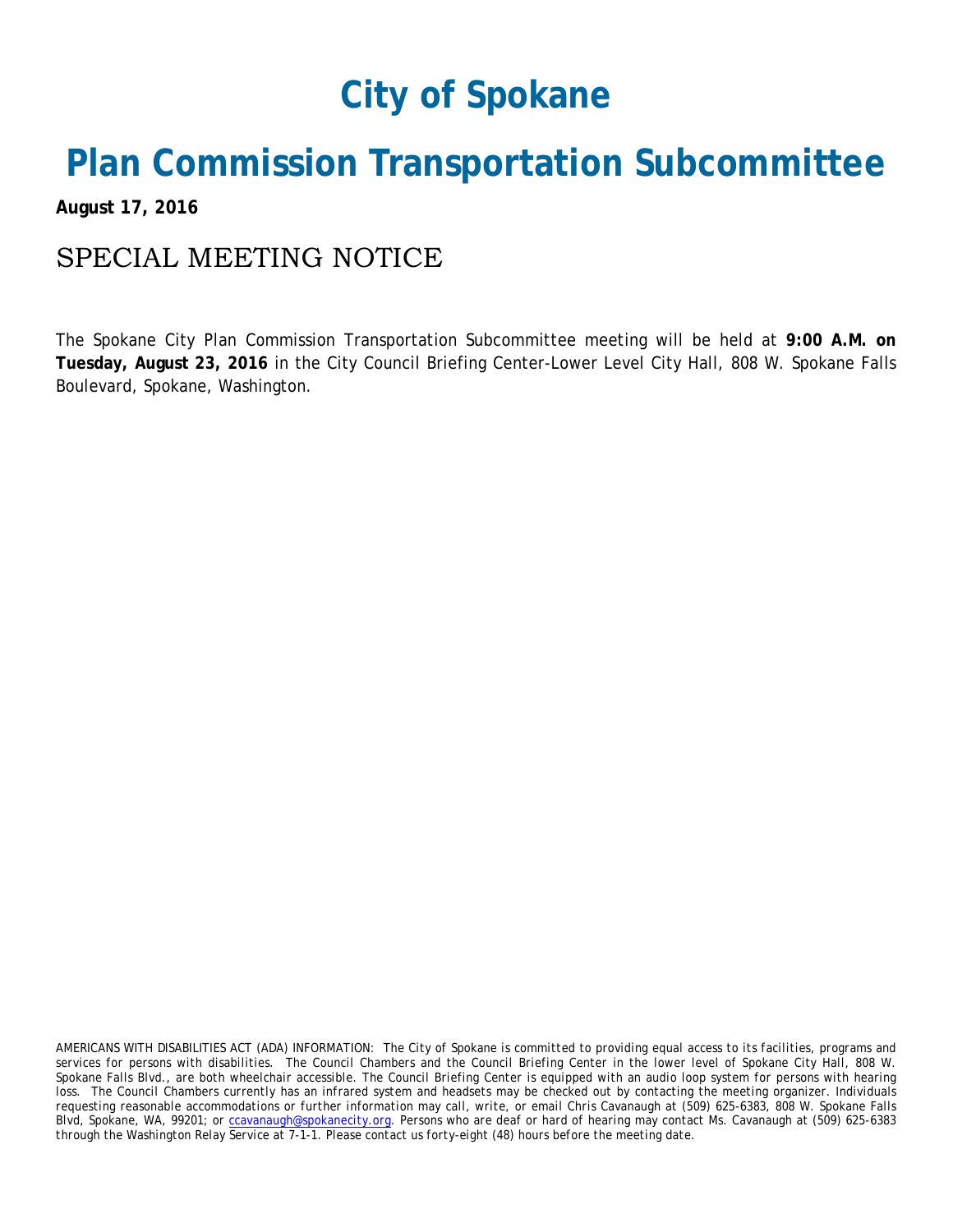# City of Spokane

# Plan Commission Transportation Subcommittee

**August 17, 2016**

## SPECIAL MEETING NOTICE

The Spokane City Plan Commission Transportation Subcommittee meeting will be held at **9:00 A.M. on Tuesday, August 23, 2016** in the City Council Briefing Center-Lower Level City Hall, 808 W. Spokane Falls Boulevard, Spokane, Washington.

AMERICANS WITH DISABILITIES ACT (ADA) INFORMATION: The City of Spokane is committed to providing equal access to its facilities, programs and services for persons with disabilities. The Council Chambers and the Council Briefing Center in the lower level of Spokane City Hall, 808 W. Spokane Falls Blvd., are both wheelchair accessible. The Council Briefing Center is equipped with an audio loop system for persons with hearing loss. The Council Chambers currently has an infrared system and headsets may be checked out by contacting the meeting organizer. Individuals requesting reasonable accommodations or further information may call, write, or email Chris Cavanaugh at (509) 625-6383, 808 W. Spokane Falls Blvd, Spokane, WA, 99201; or ccavanaugh@spokanecity.org. Persons who are deaf or hard of hearing may contact Ms. Cavanaugh at (509) 625-6383 through the Washington Relay Service at 7-1-1. Please contact us forty-eight (48) hours before the meeting date.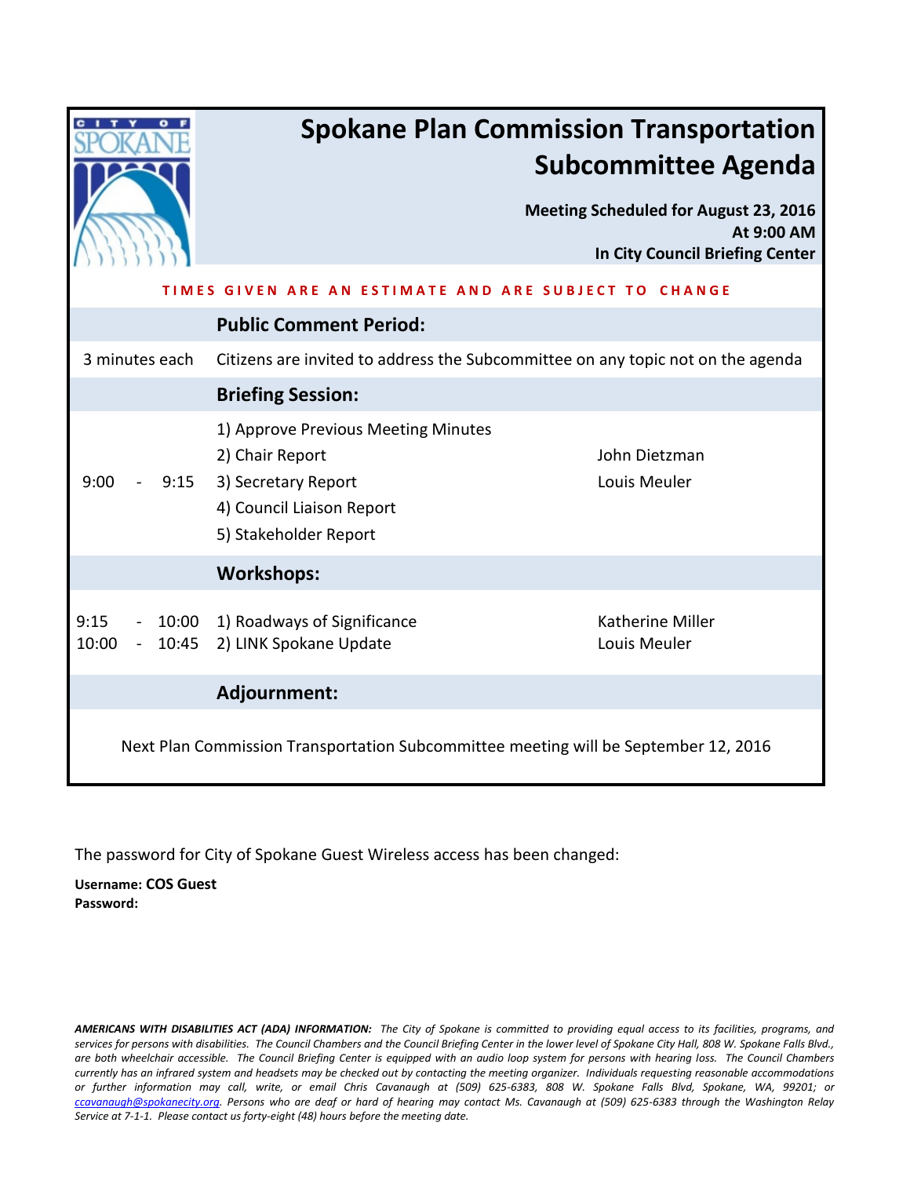# Spokane Plan Commission Transportation Subcommittee Agenda

**Meeting Scheduled for August 23, 2016**
**At 9:00 AM**
**In City Council Briefing Center**

TIMES GIVEN ARE AN ESTIMATE AND ARE SUBJECT TO CHANGE

| | | |
|---|---|---|
| | **Public Comment Period:** | |
| 3 minutes each | Citizens are invited to address the Subcommittee on any topic not on the agenda | |
| | **Briefing Session:** | |
| 9:00 - 9:15 | 1) Approve Previous Meeting Minutes | |
| | 2) Chair Report | John Dietzman |
| | 3) Secretary Report | Louis Meuler |
| | 4) Council Liaison Report | |
| | 5) Stakeholder Report | |
| | **Workshops:** | |
| 9:15 - 10:00 | 1) Roadways of Significance | Katherine Miller |
| 10:00 - 10:45 | 2) LINK Spokane Update | Louis Meuler |
| | **Adjournment:** | |

Next Plan Commission Transportation Subcommittee meeting will be September 12, 2016

The password for City of Spokane Guest Wireless access has been changed:

**Username: COS Guest**
**Password:**

***AMERICANS WITH DISABILITIES ACT (ADA) INFORMATION:*** *The City of Spokane is committed to providing equal access to its facilities, programs, and services for persons with disabilities. The Council Chambers and the Council Briefing Center in the lower level of Spokane City Hall, 808 W. Spokane Falls Blvd., are both wheelchair accessible. The Council Briefing Center is equipped with an audio loop system for persons with hearing loss. The Council Chambers currently has an infrared system and headsets may be checked out by contacting the meeting organizer. Individuals requesting reasonable accommodations or further information may call, write, or email Chris Cavanaugh at (509) 625-6383, 808 W. Spokane Falls Blvd, Spokane, WA, 99201; or ccavanaugh@spokanecity.org. Persons who are deaf or hard of hearing may contact Ms. Cavanaugh at (509) 625-6383 through the Washington Relay Service at 7-1-1. Please contact us forty-eight (48) hours before the meeting date.*